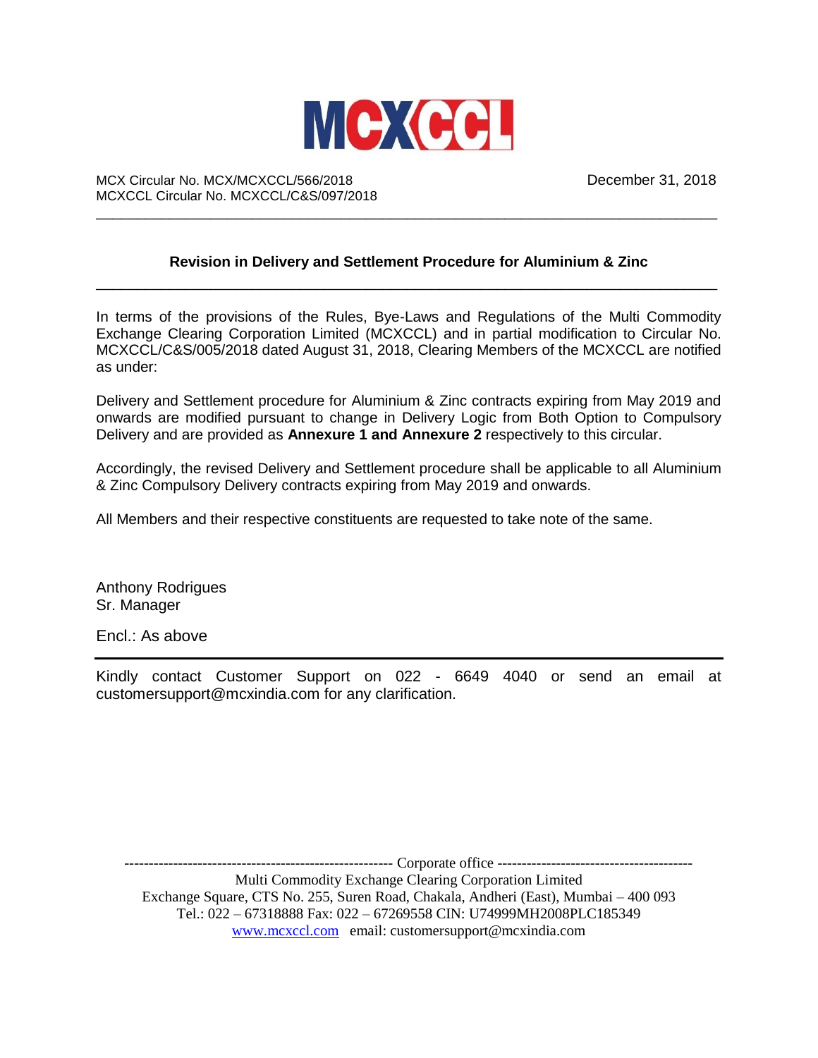MCXCCL

MCX Circular No. MCX/MCXCCL/566/2018
MCXCCL Circular No. MCXCCL/C&S/097/2018

December 31, 2018

---

**Revision in Delivery and Settlement Procedure for Aluminium & Zinc**

---

In terms of the provisions of the Rules, Bye-Laws and Regulations of the Multi Commodity Exchange Clearing Corporation Limited (MCXCCL) and in partial modification to Circular No. MCXCCL/C&S/005/2018 dated August 31, 2018, Clearing Members of the MCXCCL are notified as under:

Delivery and Settlement procedure for Aluminium & Zinc contracts expiring from May 2019 and onwards are modified pursuant to change in Delivery Logic from Both Option to Compulsory Delivery and are provided as **Annexure 1 and Annexure 2** respectively to this circular.

Accordingly, the revised Delivery and Settlement procedure shall be applicable to all Aluminium & Zinc Compulsory Delivery contracts expiring from May 2019 and onwards.

All Members and their respective constituents are requested to take note of the same.

Anthony Rodrigues
Sr. Manager

Encl.: As above

---

Kindly contact Customer Support on 022 - 6649 4040 or send an email at customersupport@mcxindia.com for any clarification.

-------------------------------------------------------- Corporate office ----------------------------------------

Multi Commodity Exchange Clearing Corporation Limited
Exchange Square, CTS No. 255, Suren Road, Chakala, Andheri (East), Mumbai – 400 093
Tel.: 022 – 67318888 Fax: 022 – 67269558 CIN: U74999MH2008PLC185349
www.mcxccl.com email: customersupport@mcxindia.com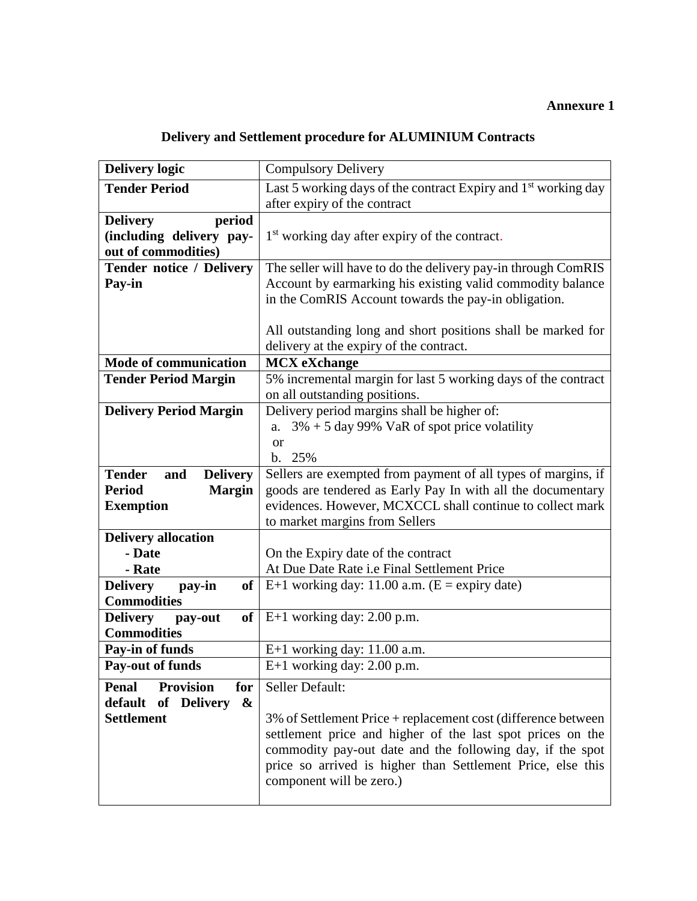**Annexure 1**

## Delivery and Settlement procedure for ALUMINIUM Contracts

| **Delivery logic** | Compulsory Delivery |
|---|---|
| **Tender Period** | Last 5 working days of the contract Expiry and 1st working day after expiry of the contract |
| **Delivery period (including delivery pay-out of commodities)** | 1st working day after expiry of the contract. |
| **Tender notice / Delivery Pay-in** | The seller will have to do the delivery pay-in through ComRIS Account by earmarking his existing valid commodity balance in the ComRIS Account towards the pay-in obligation.<br><br>All outstanding long and short positions shall be marked for delivery at the expiry of the contract. |
| **Mode of communication** | **MCX eXchange** |
| **Tender Period Margin** | 5% incremental margin for last 5 working days of the contract on all outstanding positions. |
| **Delivery Period Margin** | Delivery period margins shall be higher of:<br>a. 3% + 5 day 99% VaR of spot price volatility<br>or<br>b. 25% |
| **Tender and Delivery Period Margin Exemption** | Sellers are exempted from payment of all types of margins, if goods are tendered as Early Pay In with all the documentary evidences. However, MCXCCL shall continue to collect mark to market margins from Sellers |
| **Delivery allocation**<br>**- Date**<br>**- Rate** | <br>On the Expiry date of the contract<br>At Due Date Rate i.e Final Settlement Price |
| **Delivery pay-in of Commodities** | E+1 working day: 11.00 a.m. (E = expiry date) |
| **Delivery pay-out of Commodities** | E+1 working day: 2.00 p.m. |
| **Pay-in of funds** | E+1 working day: 11.00 a.m. |
| **Pay-out of funds** | E+1 working day: 2.00 p.m. |
| **Penal Provision for default of Delivery & Settlement** | Seller Default:<br><br>3% of Settlement Price + replacement cost (difference between settlement price and higher of the last spot prices on the commodity pay-out date and the following day, if the spot price so arrived is higher than Settlement Price, else this component will be zero.) |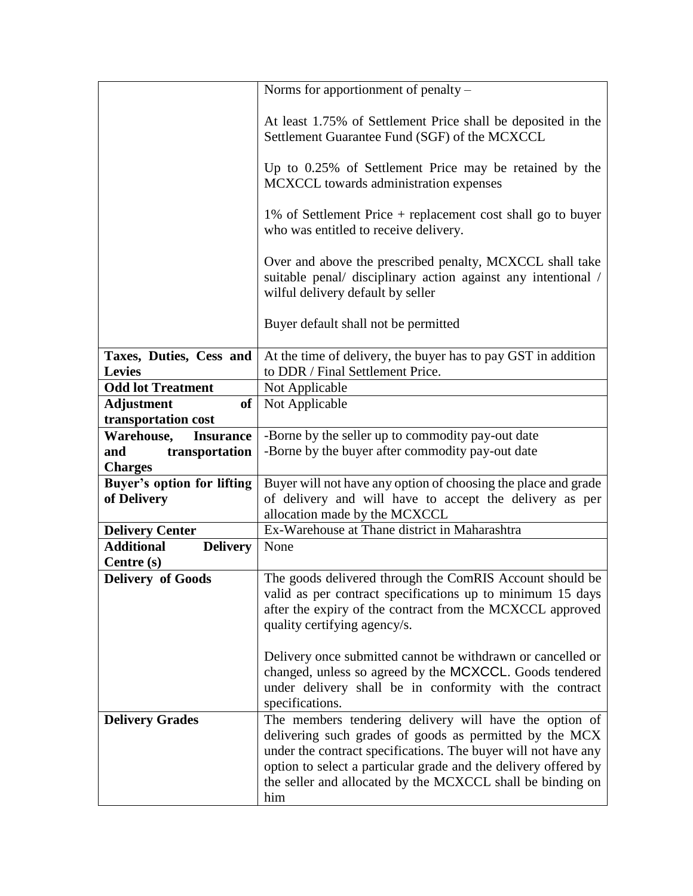| | |
|---|---|
| | Norms for apportionment of penalty –<br><br>At least 1.75% of Settlement Price shall be deposited in the Settlement Guarantee Fund (SGF) of the MCXCCL<br><br>Up to 0.25% of Settlement Price may be retained by the MCXCCL towards administration expenses<br><br>1% of Settlement Price + replacement cost shall go to buyer who was entitled to receive delivery.<br><br>Over and above the prescribed penalty, MCXCCL shall take suitable penal/ disciplinary action against any intentional / wilful delivery default by seller<br><br>Buyer default shall not be permitted |
| **Taxes, Duties, Cess and Levies** | At the time of delivery, the buyer has to pay GST in addition to DDR / Final Settlement Price. |
| **Odd lot Treatment** | Not Applicable |
| **Adjustment of transportation cost** | Not Applicable |
| **Warehouse, Insurance and transportation Charges** | -Borne by the seller up to commodity pay-out date<br>-Borne by the buyer after commodity pay-out date |
| **Buyer's option for lifting of Delivery** | Buyer will not have any option of choosing the place and grade of delivery and will have to accept the delivery as per allocation made by the MCXCCL |
| **Delivery Center** | Ex-Warehouse at Thane district in Maharashtra |
| **Additional Delivery Centre (s)** | None |
| **Delivery of Goods** | The goods delivered through the ComRIS Account should be valid as per contract specifications up to minimum 15 days after the expiry of the contract from the MCXCCL approved quality certifying agency/s.<br><br>Delivery once submitted cannot be withdrawn or cancelled or changed, unless so agreed by the MCXCCL. Goods tendered under delivery shall be in conformity with the contract specifications. |
| **Delivery Grades** | The members tendering delivery will have the option of delivering such grades of goods as permitted by the MCX under the contract specifications. The buyer will not have any option to select a particular grade and the delivery offered by the seller and allocated by the MCXCCL shall be binding on him |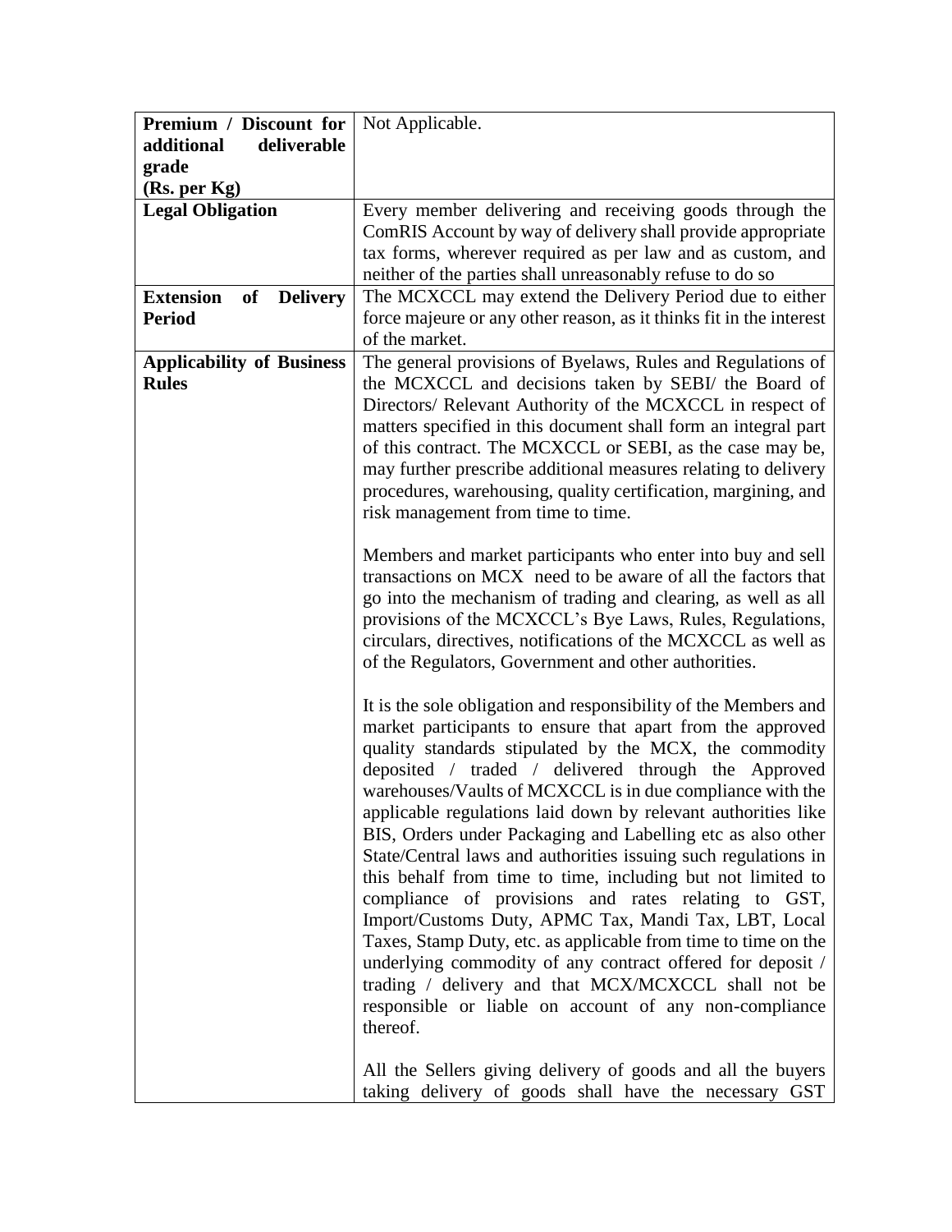| **Premium / Discount for additional deliverable grade (Rs. per Kg)** | Not Applicable. |
|---|---|
| **Legal Obligation** | Every member delivering and receiving goods through the ComRIS Account by way of delivery shall provide appropriate tax forms, wherever required as per law and as custom, and neither of the parties shall unreasonably refuse to do so |
| **Extension of Delivery Period** | The MCXCCL may extend the Delivery Period due to either force majeure or any other reason, as it thinks fit in the interest of the market. |
| **Applicability of Business Rules** | The general provisions of Byelaws, Rules and Regulations of the MCXCCL and decisions taken by SEBI/ the Board of Directors/ Relevant Authority of the MCXCCL in respect of matters specified in this document shall form an integral part of this contract. The MCXCCL or SEBI, as the case may be, may further prescribe additional measures relating to delivery procedures, warehousing, quality certification, margining, and risk management from time to time.<br><br>Members and market participants who enter into buy and sell transactions on MCX need to be aware of all the factors that go into the mechanism of trading and clearing, as well as all provisions of the MCXCCL's Bye Laws, Rules, Regulations, circulars, directives, notifications of the MCXCCL as well as of the Regulators, Government and other authorities.<br><br>It is the sole obligation and responsibility of the Members and market participants to ensure that apart from the approved quality standards stipulated by the MCX, the commodity deposited / traded / delivered through the Approved warehouses/Vaults of MCXCCL is in due compliance with the applicable regulations laid down by relevant authorities like BIS, Orders under Packaging and Labelling etc as also other State/Central laws and authorities issuing such regulations in this behalf from time to time, including but not limited to compliance of provisions and rates relating to GST, Import/Customs Duty, APMC Tax, Mandi Tax, LBT, Local Taxes, Stamp Duty, etc. as applicable from time to time on the underlying commodity of any contract offered for deposit / trading / delivery and that MCX/MCXCCL shall not be responsible or liable on account of any non-compliance thereof.<br><br>All the Sellers giving delivery of goods and all the buyers taking delivery of goods shall have the necessary GST |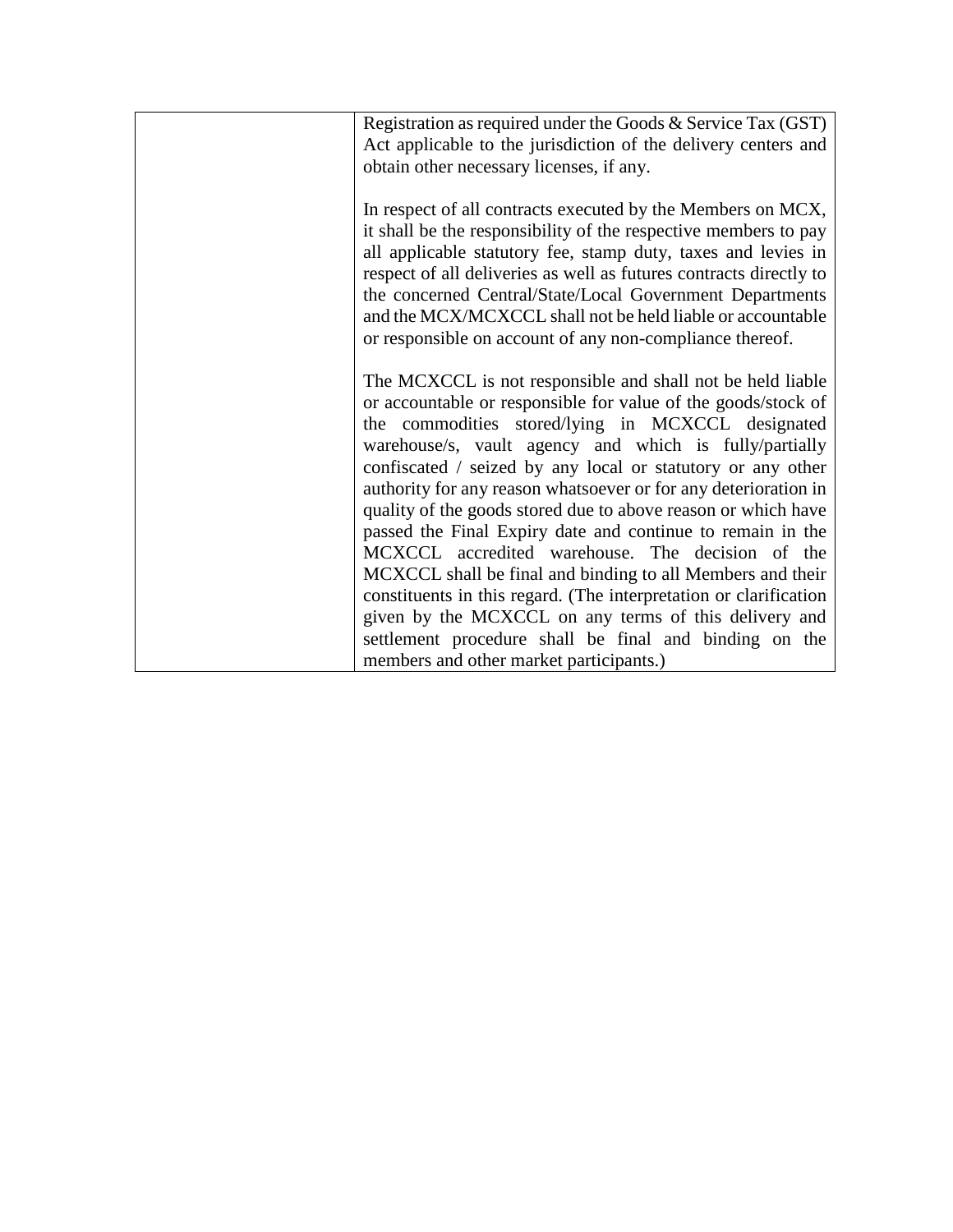| | |
|---|---|
| | Registration as required under the Goods & Service Tax (GST) Act applicable to the jurisdiction of the delivery centers and obtain other necessary licenses, if any.<br><br>In respect of all contracts executed by the Members on MCX, it shall be the responsibility of the respective members to pay all applicable statutory fee, stamp duty, taxes and levies in respect of all deliveries as well as futures contracts directly to the concerned Central/State/Local Government Departments and the MCX/MCXCCL shall not be held liable or accountable or responsible on account of any non-compliance thereof.<br><br>The MCXCCL is not responsible and shall not be held liable or accountable or responsible for value of the goods/stock of the commodities stored/lying in MCXCCL designated warehouse/s, vault agency and which is fully/partially confiscated / seized by any local or statutory or any other authority for any reason whatsoever or for any deterioration in quality of the goods stored due to above reason or which have passed the Final Expiry date and continue to remain in the MCXCCL accredited warehouse. The decision of the MCXCCL shall be final and binding to all Members and their constituents in this regard. (The interpretation or clarification given by the MCXCCL on any terms of this delivery and settlement procedure shall be final and binding on the members and other market participants.) |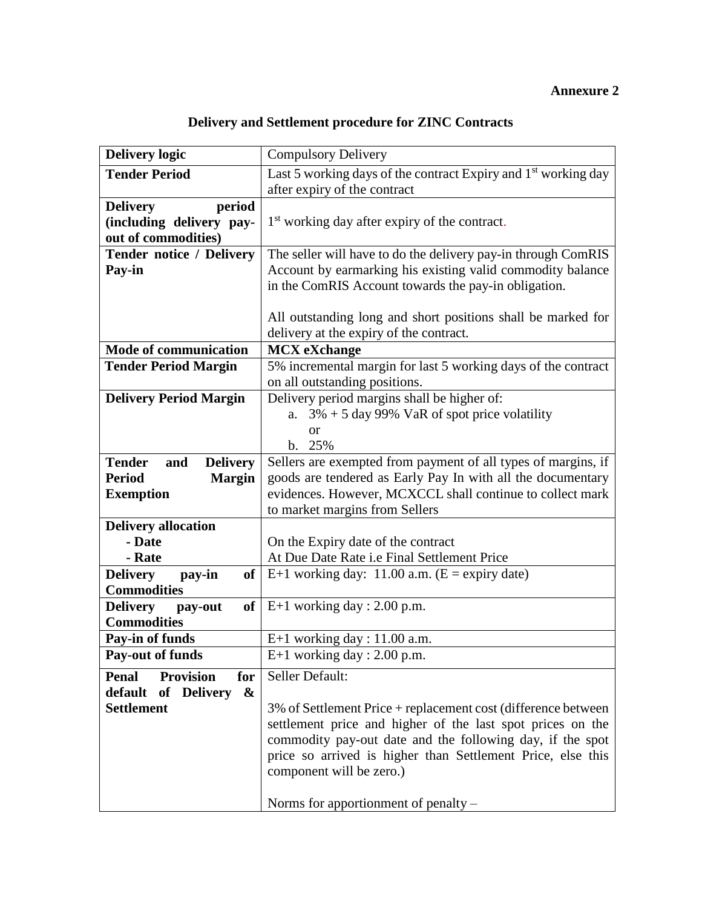**Annexure 2**

## Delivery and Settlement procedure for ZINC Contracts

| | |
|---|---|
| **Delivery logic** | Compulsory Delivery |
| **Tender Period** | Last 5 working days of the contract Expiry and 1st working day after expiry of the contract |
| **Delivery period (including delivery pay-out of commodities)** | 1st working day after expiry of the contract. |
| **Tender notice / Delivery Pay-in** | The seller will have to do the delivery pay-in through ComRIS Account by earmarking his existing valid commodity balance in the ComRIS Account towards the pay-in obligation.<br><br>All outstanding long and short positions shall be marked for delivery at the expiry of the contract. |
| **Mode of communication** | **MCX eXchange** |
| **Tender Period Margin** | 5% incremental margin for last 5 working days of the contract on all outstanding positions. |
| **Delivery Period Margin** | Delivery period margins shall be higher of:<br>a. 3% + 5 day 99% VaR of spot price volatility<br>or<br>b. 25% |
| **Tender and Delivery Period Margin Exemption** | Sellers are exempted from payment of all types of margins, if goods are tendered as Early Pay In with all the documentary evidences. However, MCXCCL shall continue to collect mark to market margins from Sellers |
| **Delivery allocation**<br>**- Date**<br>**- Rate** | <br>On the Expiry date of the contract<br>At Due Date Rate i.e Final Settlement Price |
| **Delivery pay-in of Commodities** | E+1 working day: 11.00 a.m. (E = expiry date) |
| **Delivery pay-out of Commodities** | E+1 working day : 2.00 p.m. |
| **Pay-in of funds** | E+1 working day : 11.00 a.m. |
| **Pay-out of funds** | E+1 working day : 2.00 p.m. |
| **Penal Provision for default of Delivery & Settlement** | Seller Default:<br><br>3% of Settlement Price + replacement cost (difference between settlement price and higher of the last spot prices on the commodity pay-out date and the following day, if the spot price so arrived is higher than Settlement Price, else this component will be zero.)<br><br>Norms for apportionment of penalty – |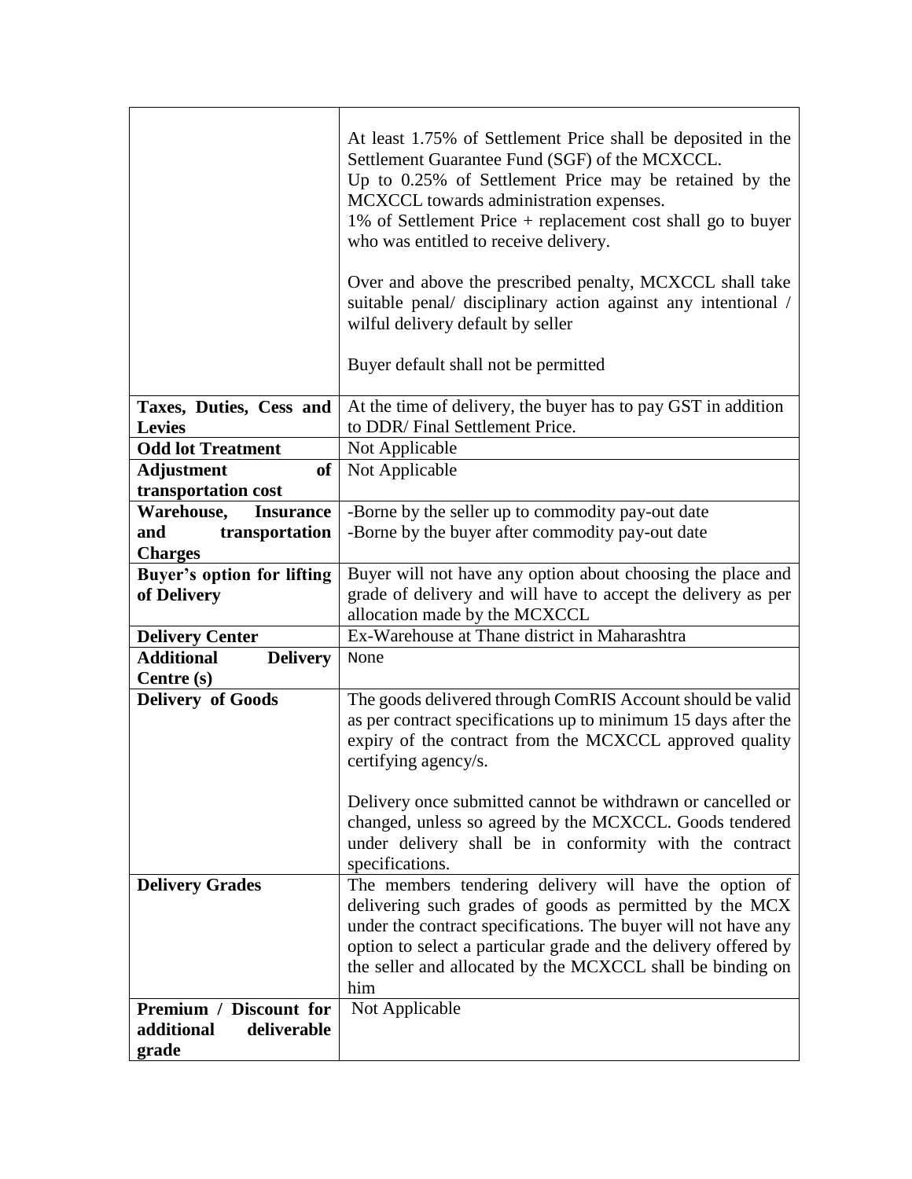| | |
|---|---|
| | At least 1.75% of Settlement Price shall be deposited in the Settlement Guarantee Fund (SGF) of the MCXCCL.<br>Up to 0.25% of Settlement Price may be retained by the MCXCCL towards administration expenses.<br>1% of Settlement Price + replacement cost shall go to buyer who was entitled to receive delivery.<br><br>Over and above the prescribed penalty, MCXCCL shall take suitable penal/ disciplinary action against any intentional / wilful delivery default by seller<br><br>Buyer default shall not be permitted |
| **Taxes, Duties, Cess and Levies** | At the time of delivery, the buyer has to pay GST in addition to DDR/ Final Settlement Price. |
| **Odd lot Treatment** | Not Applicable |
| **Adjustment of transportation cost** | Not Applicable |
| **Warehouse, Insurance and transportation Charges** | -Borne by the seller up to commodity pay-out date<br>-Borne by the buyer after commodity pay-out date |
| **Buyer's option for lifting of Delivery** | Buyer will not have any option about choosing the place and grade of delivery and will have to accept the delivery as per allocation made by the MCXCCL |
| **Delivery Center** | Ex-Warehouse at Thane district in Maharashtra |
| **Additional Delivery Centre (s)** | None |
| **Delivery of Goods** | The goods delivered through ComRIS Account should be valid as per contract specifications up to minimum 15 days after the expiry of the contract from the MCXCCL approved quality certifying agency/s.<br><br>Delivery once submitted cannot be withdrawn or cancelled or changed, unless so agreed by the MCXCCL. Goods tendered under delivery shall be in conformity with the contract specifications. |
| **Delivery Grades** | The members tendering delivery will have the option of delivering such grades of goods as permitted by the MCX under the contract specifications. The buyer will not have any option to select a particular grade and the delivery offered by the seller and allocated by the MCXCCL shall be binding on him |
| **Premium / Discount for additional deliverable grade** | Not Applicable |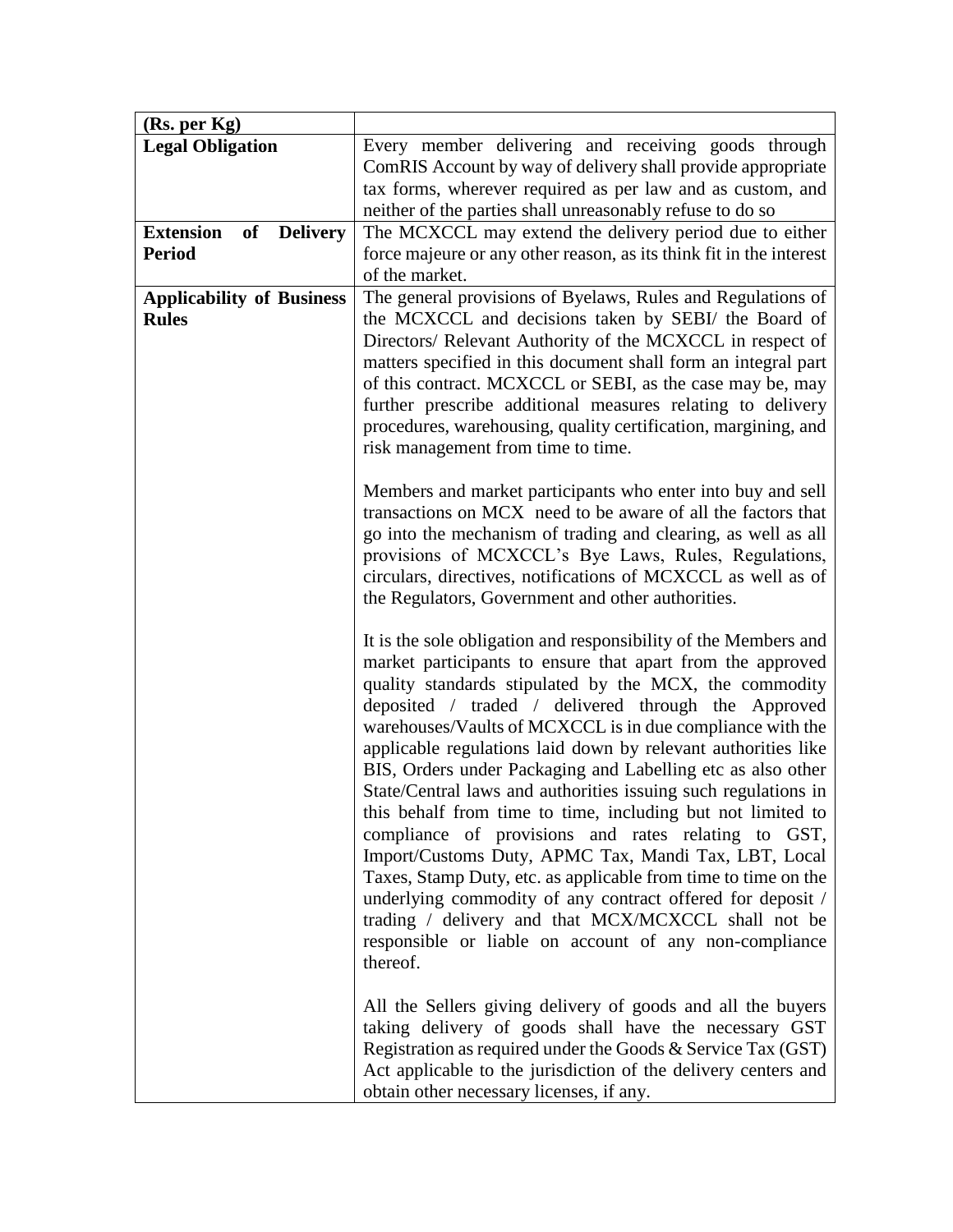| (Rs. per Kg) | |
|---|---|
| **Legal Obligation** | Every member delivering and receiving goods through ComRIS Account by way of delivery shall provide appropriate tax forms, wherever required as per law and as custom, and neither of the parties shall unreasonably refuse to do so |
| **Extension of Delivery Period** | The MCXCCL may extend the delivery period due to either force majeure or any other reason, as its think fit in the interest of the market. |
| **Applicability of Business Rules** | The general provisions of Byelaws, Rules and Regulations of the MCXCCL and decisions taken by SEBI/ the Board of Directors/ Relevant Authority of the MCXCCL in respect of matters specified in this document shall form an integral part of this contract. MCXCCL or SEBI, as the case may be, may further prescribe additional measures relating to delivery procedures, warehousing, quality certification, margining, and risk management from time to time.<br><br>Members and market participants who enter into buy and sell transactions on MCX need to be aware of all the factors that go into the mechanism of trading and clearing, as well as all provisions of MCXCCL's Bye Laws, Rules, Regulations, circulars, directives, notifications of MCXCCL as well as of the Regulators, Government and other authorities.<br><br>It is the sole obligation and responsibility of the Members and market participants to ensure that apart from the approved quality standards stipulated by the MCX, the commodity deposited / traded / delivered through the Approved warehouses/Vaults of MCXCCL is in due compliance with the applicable regulations laid down by relevant authorities like BIS, Orders under Packaging and Labelling etc as also other State/Central laws and authorities issuing such regulations in this behalf from time to time, including but not limited to compliance of provisions and rates relating to GST, Import/Customs Duty, APMC Tax, Mandi Tax, LBT, Local Taxes, Stamp Duty, etc. as applicable from time to time on the underlying commodity of any contract offered for deposit / trading / delivery and that MCX/MCXCCL shall not be responsible or liable on account of any non-compliance thereof.<br><br>All the Sellers giving delivery of goods and all the buyers taking delivery of goods shall have the necessary GST Registration as required under the Goods & Service Tax (GST) Act applicable to the jurisdiction of the delivery centers and obtain other necessary licenses, if any. |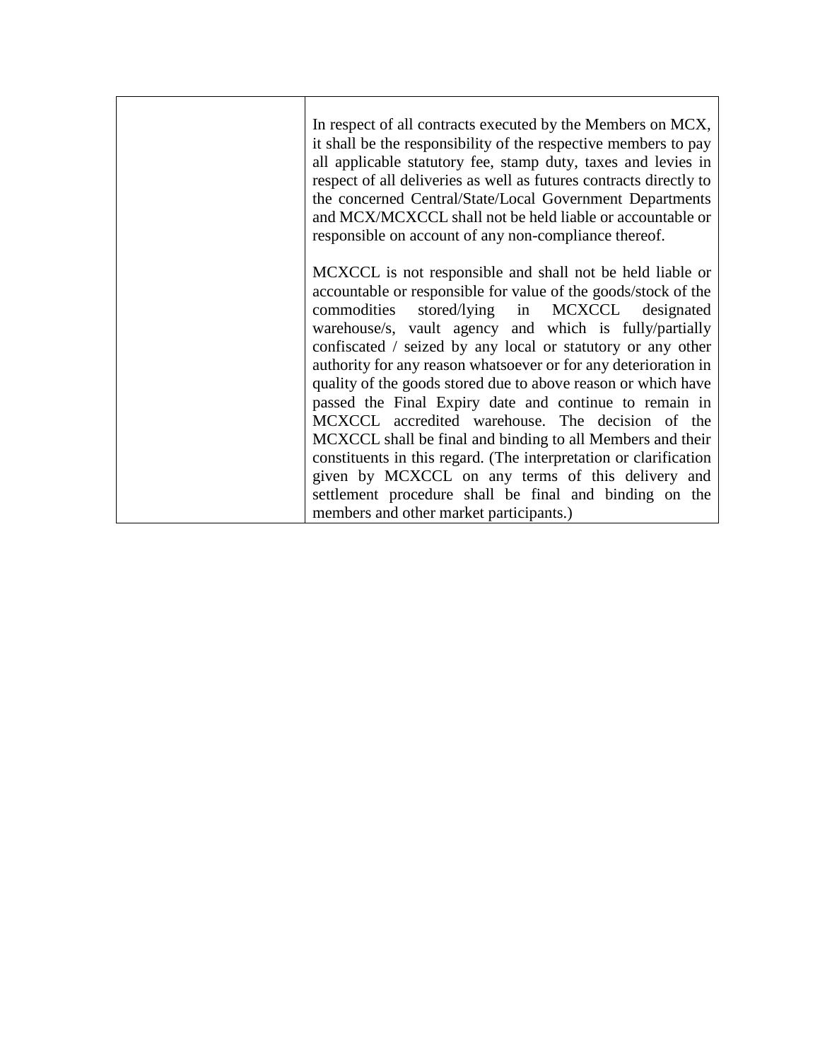| | |
|---|---|
| | In respect of all contracts executed by the Members on MCX, it shall be the responsibility of the respective members to pay all applicable statutory fee, stamp duty, taxes and levies in respect of all deliveries as well as futures contracts directly to the concerned Central/State/Local Government Departments and MCX/MCXCCL shall not be held liable or accountable or responsible on account of any non-compliance thereof.<br><br>MCXCCL is not responsible and shall not be held liable or accountable or responsible for value of the goods/stock of the commodities stored/lying in MCXCCL designated warehouse/s, vault agency and which is fully/partially confiscated / seized by any local or statutory or any other authority for any reason whatsoever or for any deterioration in quality of the goods stored due to above reason or which have passed the Final Expiry date and continue to remain in MCXCCL accredited warehouse. The decision of the MCXCCL shall be final and binding to all Members and their constituents in this regard. (The interpretation or clarification given by MCXCCL on any terms of this delivery and settlement procedure shall be final and binding on the members and other market participants.) |